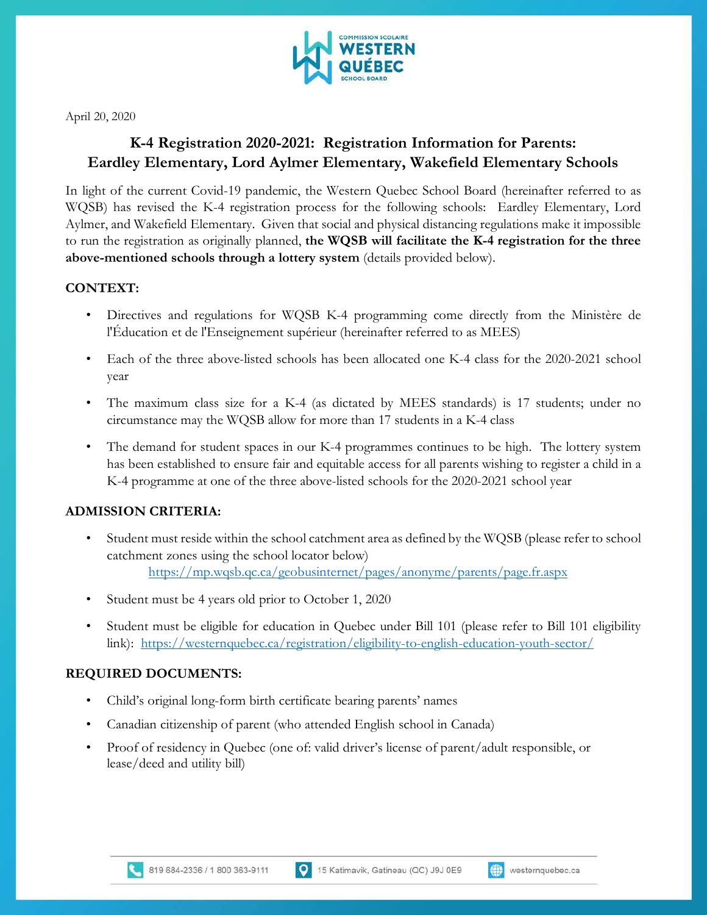April 20, 2020

# K-4 Registration 2020-2021: Registration Information for Parents: Eardley Elementary, Lord Aylmer Elementary, Wakefield Elementary Schools

In light of the current Covid-19 pandemic, the Western Quebec School Board (hereinafter referred to as WQSB) has revised the K-4 registration process for the following schools: Eardley Elementary, Lord Aylmer, and Wakefield Elementary. Given that social and physical distancing regulations make it impossible to run the registration as originally planned, **the WQSB will facilitate the K-4 registration for the three above-mentioned schools through a lottery system** (details provided below).

## CONTEXT:

- Directives and regulations for WQSB K-4 programming come directly from the Ministère de l'Éducation et de l'Enseignement supérieur (hereinafter referred to as MEES)
- Each of the three above-listed schools has been allocated one K-4 class for the 2020-2021 school year
- The maximum class size for a K-4 (as dictated by MEES standards) is 17 students; under no circumstance may the WQSB allow for more than 17 students in a K-4 class
- The demand for student spaces in our K-4 programmes continues to be high. The lottery system has been established to ensure fair and equitable access for all parents wishing to register a child in a K-4 programme at one of the three above-listed schools for the 2020-2021 school year

## ADMISSION CRITERIA:

- Student must reside within the school catchment area as defined by the WQSB (please refer to school catchment zones using the school locator below)
  https://mp.wqsb.qc.ca/geobusinternet/pages/anonyme/parents/page.fr.aspx
- Student must be 4 years old prior to October 1, 2020
- Student must be eligible for education in Quebec under Bill 101 (please refer to Bill 101 eligibility link): https://westernquebec.ca/registration/eligibility-to-english-education-youth-sector/

## REQUIRED DOCUMENTS:

- Child's original long-form birth certificate bearing parents' names
- Canadian citizenship of parent (who attended English school in Canada)
- Proof of residency in Quebec (one of: valid driver's license of parent/adult responsible, or lease/deed and utility bill)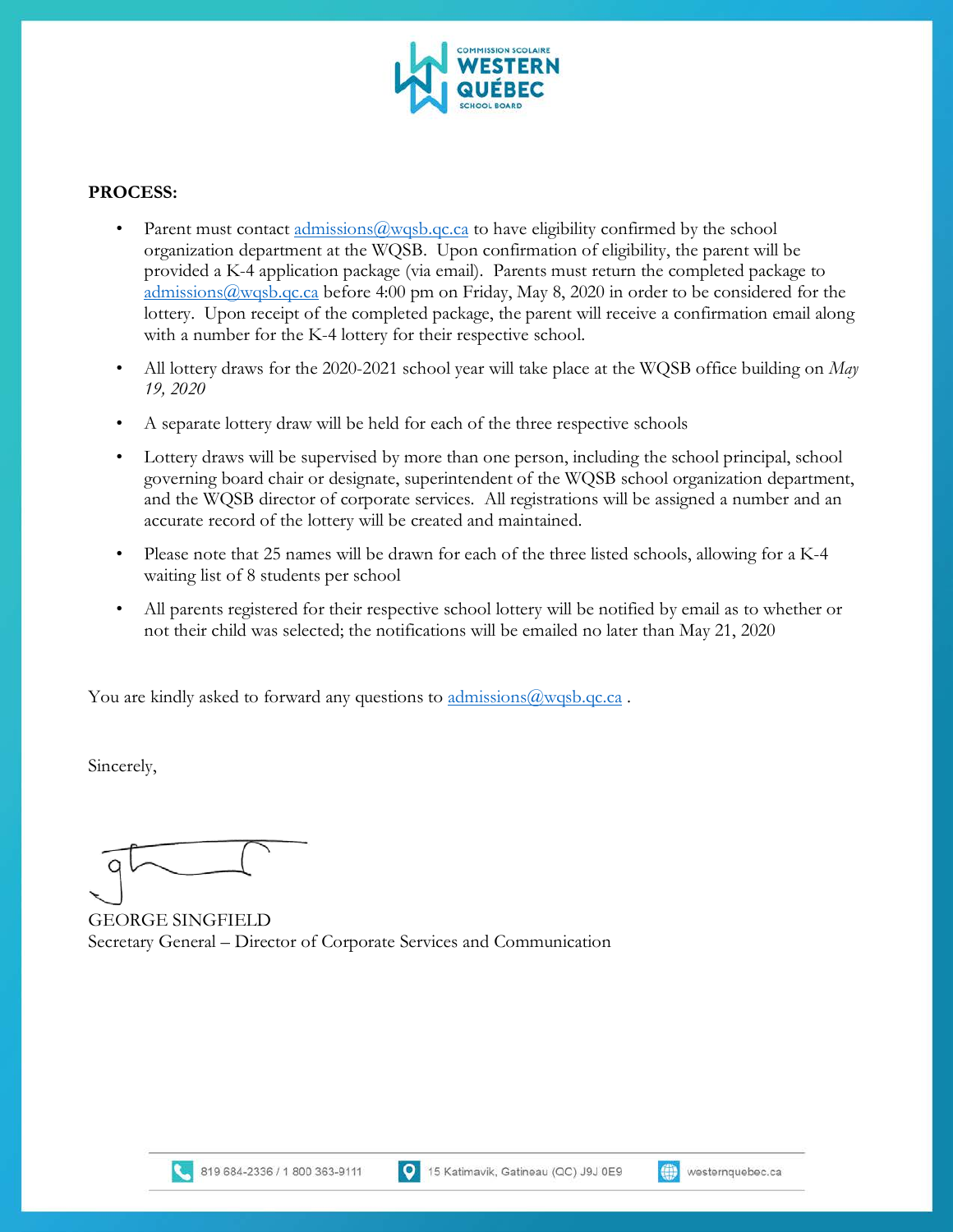**PROCESS:**

- Parent must contact admissions@wqsb.qc.ca to have eligibility confirmed by the school organization department at the WQSB. Upon confirmation of eligibility, the parent will be provided a K-4 application package (via email). Parents must return the completed package to admissions@wqsb.qc.ca before 4:00 pm on Friday, May 8, 2020 in order to be considered for the lottery. Upon receipt of the completed package, the parent will receive a confirmation email along with a number for the K-4 lottery for their respective school.
- All lottery draws for the 2020-2021 school year will take place at the WQSB office building on *May 19, 2020*
- A separate lottery draw will be held for each of the three respective schools
- Lottery draws will be supervised by more than one person, including the school principal, school governing board chair or designate, superintendent of the WQSB school organization department, and the WQSB director of corporate services. All registrations will be assigned a number and an accurate record of the lottery will be created and maintained.
- Please note that 25 names will be drawn for each of the three listed schools, allowing for a K-4 waiting list of 8 students per school
- All parents registered for their respective school lottery will be notified by email as to whether or not their child was selected; the notifications will be emailed no later than May 21, 2020

You are kindly asked to forward any questions to admissions@wqsb.qc.ca .

Sincerely,

GEORGE SINGFIELD
Secretary General – Director of Corporate Services and Communication

819 684-2336 / 1 800 363-9111 | 15 Katimavik, Gatineau (QC) J9J 0E9 | westernquebec.ca